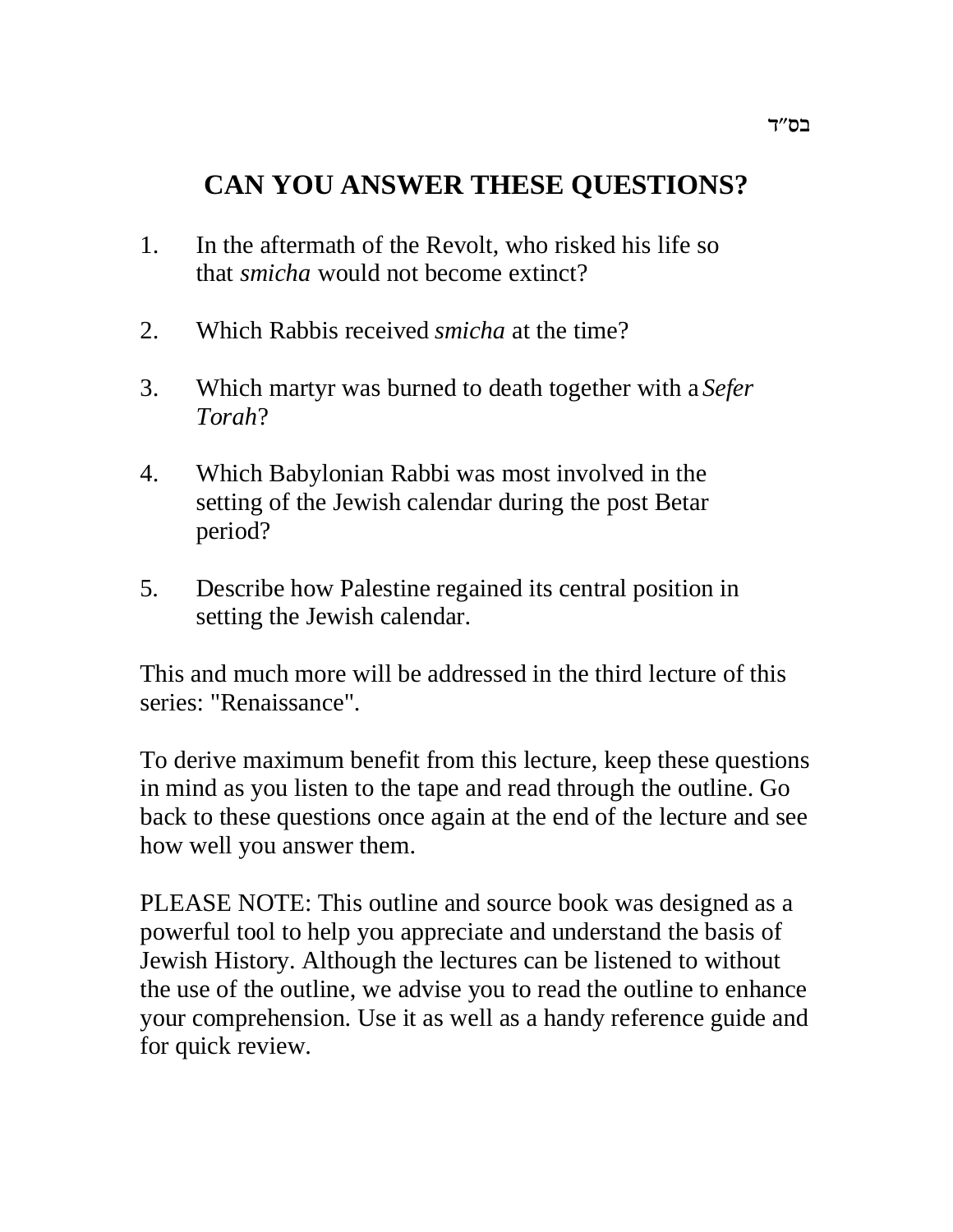בס"ד

# CAN YOU ANSWER THESE QUESTIONS?

1. In the aftermath of the Revolt, who risked his life so that *smicha* would not become extinct?

2. Which Rabbis received *smicha* at the time?

3. Which martyr was burned to death together with a *Sefer Torah*?

4. Which Babylonian Rabbi was most involved in the setting of the Jewish calendar during the post Betar period?

5. Describe how Palestine regained its central position in setting the Jewish calendar.

This and much more will be addressed in the third lecture of this series: "Renaissance".

To derive maximum benefit from this lecture, keep these questions in mind as you listen to the tape and read through the outline. Go back to these questions once again at the end of the lecture and see how well you answer them.

PLEASE NOTE: This outline and source book was designed as a powerful tool to help you appreciate and understand the basis of Jewish History. Although the lectures can be listened to without the use of the outline, we advise you to read the outline to enhance your comprehension. Use it as well as a handy reference guide and for quick review.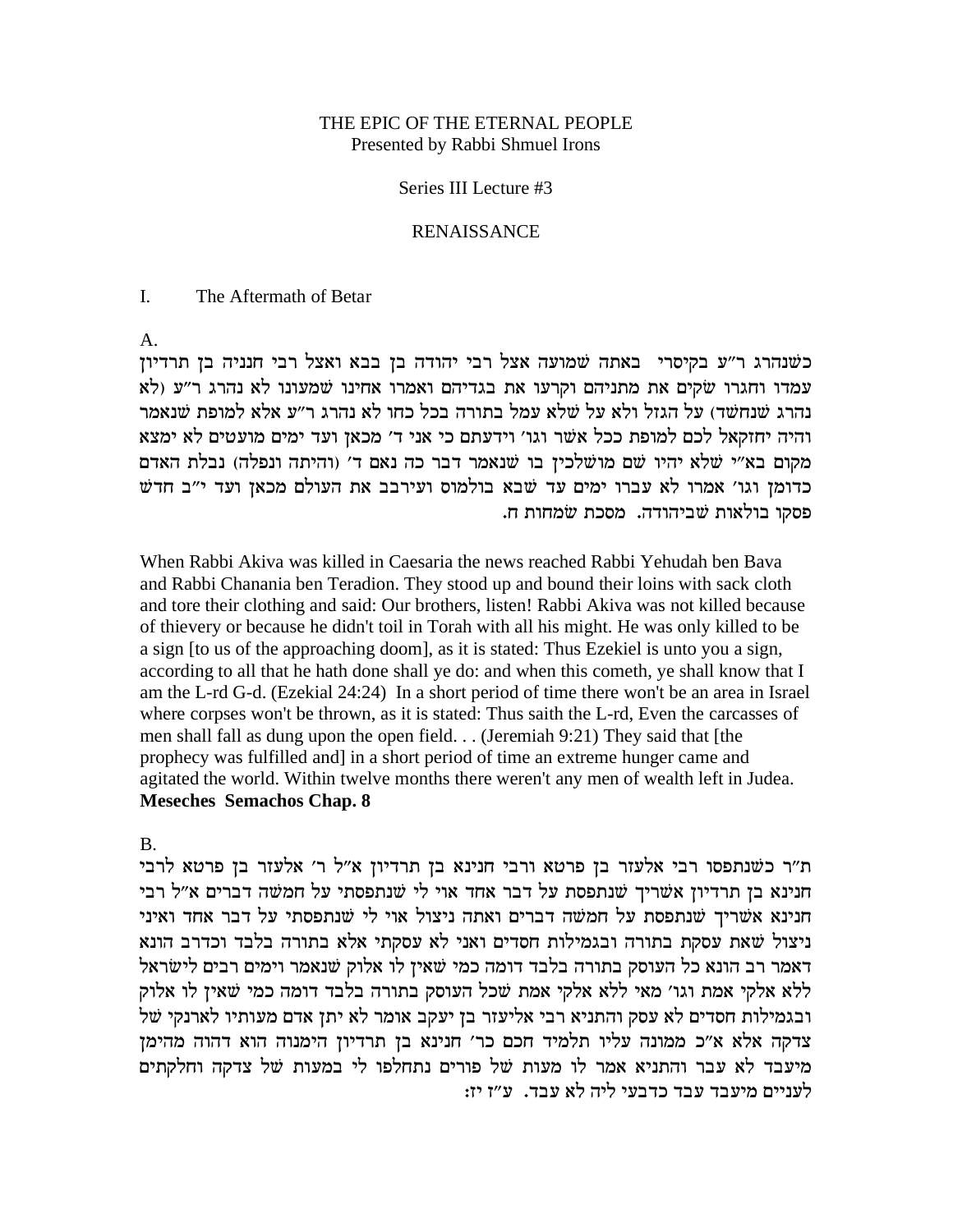THE EPIC OF THE ETERNAL PEOPLE
Presented by Rabbi Shmuel Irons

Series III Lecture #3

RENAISSANCE

I. The Aftermath of Betar

A.

כשנהרג ר"ע בקיסרי באתה שמועה אצל רבי יהודה בן בבא ואצל רבי חנניה בן תרדיון עמדו וחגרו שקים את מתניהם וקרעו את בגדיהם ואמרו אחינו שמעונו לא נהרג ר"ע (לא נהרג שנחשד) על הגזל ולא על שלא עמל בתורה בכל כחו לא נהרג ר"ע אלא למופת שנאמר והיה יחזקאל לכם למופת ככל אשר וגו' וידעתם כי אני ד' מכאן ועד ימים מועטים לא ימצא מקום בא"י שלא יהיו שם מושלכין בו שנאמר דבר כה נאם ד' (והיתה ונפלה) נבלת האדם כדומן וגו' אמרו לא עברו ימים עד שבא בולמוס ועירבב את העולם מכאן ועד י"ב חדש פסקו בולאות שביהודה. מסכת שמחות ח.

When Rabbi Akiva was killed in Caesaria the news reached Rabbi Yehudah ben Bava and Rabbi Chanania ben Teradion. They stood up and bound their loins with sack cloth and tore their clothing and said: Our brothers, listen! Rabbi Akiva was not killed because of thievery or because he didn't toil in Torah with all his might. He was only killed to be a sign [to us of the approaching doom], as it is stated: Thus Ezekiel is unto you a sign, according to all that he hath done shall ye do: and when this cometh, ye shall know that I am the L-rd G-d. (Ezekial 24:24) In a short period of time there won't be an area in Israel where corpses won't be thrown, as it is stated: Thus saith the L-rd, Even the carcasses of men shall fall as dung upon the open field. . . (Jeremiah 9:21) They said that [the prophecy was fulfilled and] in a short period of time an extreme hunger came and agitated the world. Within twelve months there weren't any men of wealth left in Judea. **Meseches Semachos Chap. 8**

B.

ת"ר כשנתפסו רבי אלעזר בן פרטא ורבי חנינא בן תרדיון א"ל ר' אלעזר בן פרטא לרבי חנינא בן תרדיון אשריך שנתפסת על דבר אחד אוי לי שנתפסתי על חמשה דברים א"ל רבי חנינא אשריך שנתפסת על חמשה דברים ואתה ניצול אוי לי שנתפסתי על דבר אחד ואיני ניצול שאת עסקת בתורה ובגמילות חסדים ואני לא עסקתי אלא בתורה בלבד וכדרב הונא דאמר רב הונא כל העוסק בתורה בלבד דומה כמי שאין לו אלוק שנאמר וימים רבים לישראל ללא אלקי אמת וגו' מאי ללא אלקי אמת שכל העוסק בתורה בלבד דומה כמי שאין לו אלוק ובגמילות חסדים לא עסק והתניא רבי אליעזר בן יעקב אומר לא יתן אדם מעותיו לארנקי של צדקה אלא א"כ ממונה עליו תלמיד חכם כר' חנינא בן תרדיון הימנה הוא דהוה מהימן מיעבד לא עבד והתניא אמר לו מעות של פורים נתחלפו לי במעות של צדקה וחלקתים לעניים מיעבד עבד כדבעי ליה לא עבד. ע"ז יז: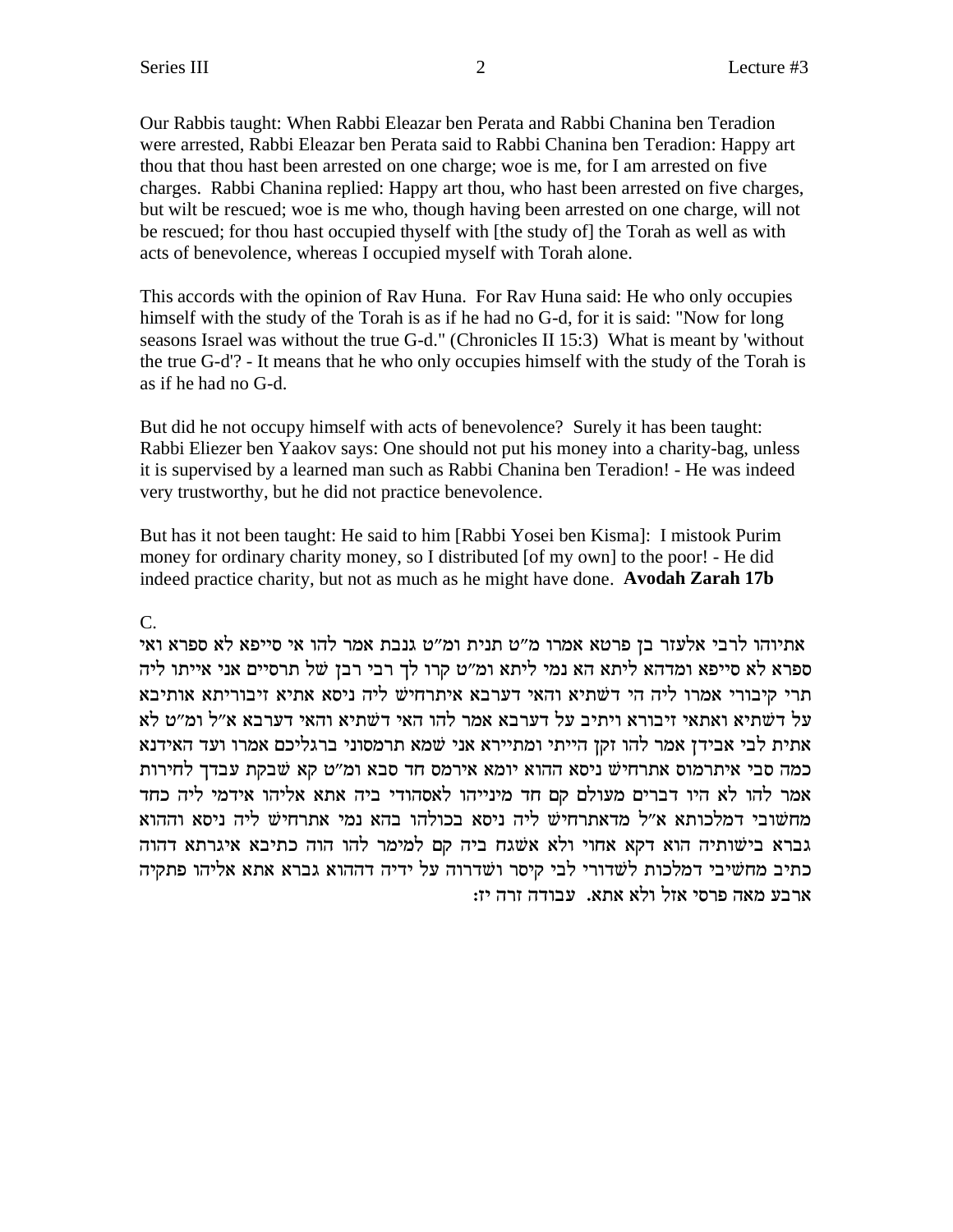Our Rabbis taught: When Rabbi Eleazar ben Perata and Rabbi Chanina ben Teradion were arrested, Rabbi Eleazar ben Perata said to Rabbi Chanina ben Teradion: Happy art thou that thou hast been arrested on one charge; woe is me, for I am arrested on five charges. Rabbi Chanina replied: Happy art thou, who hast been arrested on five charges, but wilt be rescued; woe is me who, though having been arrested on one charge, will not be rescued; for thou hast occupied thyself with [the study of] the Torah as well as with acts of benevolence, whereas I occupied myself with Torah alone.

This accords with the opinion of Rav Huna. For Rav Huna said: He who only occupies himself with the study of the Torah is as if he had no G-d, for it is said: "Now for long seasons Israel was without the true G-d." (Chronicles II 15:3) What is meant by 'without the true G-d'? - It means that he who only occupies himself with the study of the Torah is as if he had no G-d.

But did he not occupy himself with acts of benevolence? Surely it has been taught: Rabbi Eliezer ben Yaakov says: One should not put his money into a charity-bag, unless it is supervised by a learned man such as Rabbi Chanina ben Teradion! - He was indeed very trustworthy, but he did not practice benevolence.

But has it not been taught: He said to him [Rabbi Yosei ben Kisma]: I mistook Purim money for ordinary charity money, so I distributed [of my own] to the poor! - He did indeed practice charity, but not as much as he might have done. **Avodah Zarah 17b**

C.

אתיוהו לרבי אלעזר בן פרטא אמרו מ"ט תנית ומ"ט גנבת אמר להו אי סייפא לא ספרא ואי ספרא לא סייפא ומדהא ליתא הא נמי ליתא ומ"ט קרו לך רבי רבן של תרסיים אני אייתו ליה תרי קיבורי אמרו ליה הי דשתיא והי דערבא איתרחיש ליה ניסא אתיא זיבוריתא אותיבא על דשתיא ואתאי זיבורא ויתיב על דערבא אמר להו האי דשתיא והאי דערבא א"ל ומ"ט לא אתית לבי אבידן אמר להו זקן הייתי ומתיירא אני שמא תרמסוני ברגליכם אמרו ועד האידנא כמה סבי איתרמוס אתרחיש ניסא ההוא יומא אירמס חד סבא ומ"ט קא שבקת עבדך לחירות אמר להו לא היו דברים מעולם קם חד מינייהו לאסהודי ביה אתא אליהו אידמי ליה כחד מחשובי דמלכותא א"ל מדאתרחיש ליה ניסא בכולהו בהא נמי אתרחיש ליה ניסא וההוא גברא בישותיה הוא דקא אחוי ולא אשגח ביה קם למימר להו הוה כתיבא איגרתא דהוה כתיב מחשיבי דמלכות לשדורי לבי קיסר ושדרוה על ידיה דההוא גברא אתא אליהו פתקיה ארבע מאה פרסי אזל ולא אתא. עבודה זרה יז: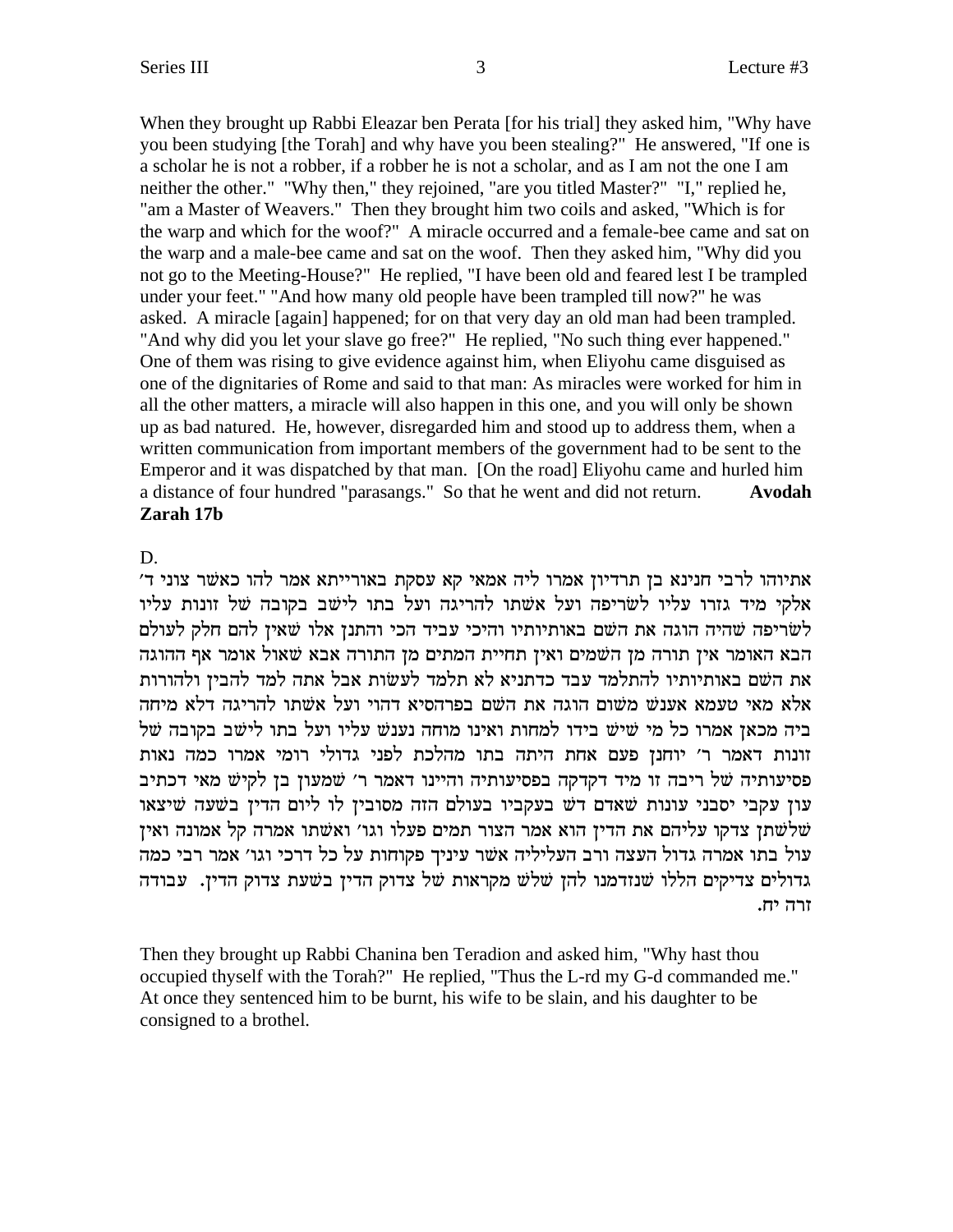When they brought up Rabbi Eleazar ben Perata [for his trial] they asked him, "Why have you been studying [the Torah] and why have you been stealing?" He answered, "If one is a scholar he is not a robber, if a robber he is not a scholar, and as I am not the one I am neither the other." "Why then," they rejoined, "are you titled Master?" "I," replied he, "am a Master of Weavers." Then they brought him two coils and asked, "Which is for the warp and which for the woof?" A miracle occurred and a female-bee came and sat on the warp and a male-bee came and sat on the woof. Then they asked him, "Why did you not go to the Meeting-House?" He replied, "I have been old and feared lest I be trampled under your feet." "And how many old people have been trampled till now?" he was asked. A miracle [again] happened; for on that very day an old man had been trampled. "And why did you let your slave go free?" He replied, "No such thing ever happened." One of them was rising to give evidence against him, when Eliyohu came disguised as one of the dignitaries of Rome and said to that man: As miracles were worked for him in all the other matters, a miracle will also happen in this one, and you will only be shown up as bad natured. He, however, disregarded him and stood up to address them, when a written communication from important members of the government had to be sent to the Emperor and it was dispatched by that man. [On the road] Eliyohu came and hurled him a distance of four hundred "parasangs." So that he went and did not return. **Avodah Zarah 17b**

D.

אתיוהו לרבי חנינא בן תרדיון אמרו ליה אמאי קא עסקת באורייתא אמר להו כאשר צוני ד' אלקי מיד גזרו עליו לשריפה ועל אשתו להריגה ועל בתו לישב בקובה של זונות עליו לשריפה שהיה הוגה את השם באותיותיו והיכי עביד הכי והתנן אלו שאין להם חלק לעולם הבא האומר אין תורה מן השמים ואין תחיית המתים מן התורה אבא שאול אומר אף ההוגה את השם באותיותיו להתלמד עבד כדתניא לא תלמד לעשות אבל אתה למד להבין ולהורות אלא מאי טעמא אענש משום הוגה את השם בפרהסיא דהוי ועל אשתו להריגה דלא מיחה ביה מכאן אמרו כל מי שיש בידו למחות ואינו מוחה נענש עליו ועל בתו לישב בקובה של זונות דאמר ר' יוחנן פעם אחת היתה בתו מהלכת לפני גדולי רומי אמרו כמה נאות פסיעותיה של ריבה זו מיד דקדקה בפסיעותיה והיינו דאמר ר' שמעון בן לקיש מאי דכתיב עון עקבי יסבני עונות שאדם דש בעקביו בעולם הזה מסובין לו ליום הדין בשעה שיצאו שלשתן צדקו עליהם את הדין הוא אמר הצור תמים פעלו וגו' ואשתו אמרה קל אמונה ואין עול בתו אמרה גדול העצה ורב העליליה אשר עיניך פקוחות על כל דרכי וגו' אמר רבי כמה גדולים צדיקים הללו שנזדמנו להן שלש מקראות של צדוק הדין בשעת צדוק הדין. עבודה זרה יח.

Then they brought up Rabbi Chanina ben Teradion and asked him, "Why hast thou occupied thyself with the Torah?" He replied, "Thus the L-rd my G-d commanded me." At once they sentenced him to be burnt, his wife to be slain, and his daughter to be consigned to a brothel.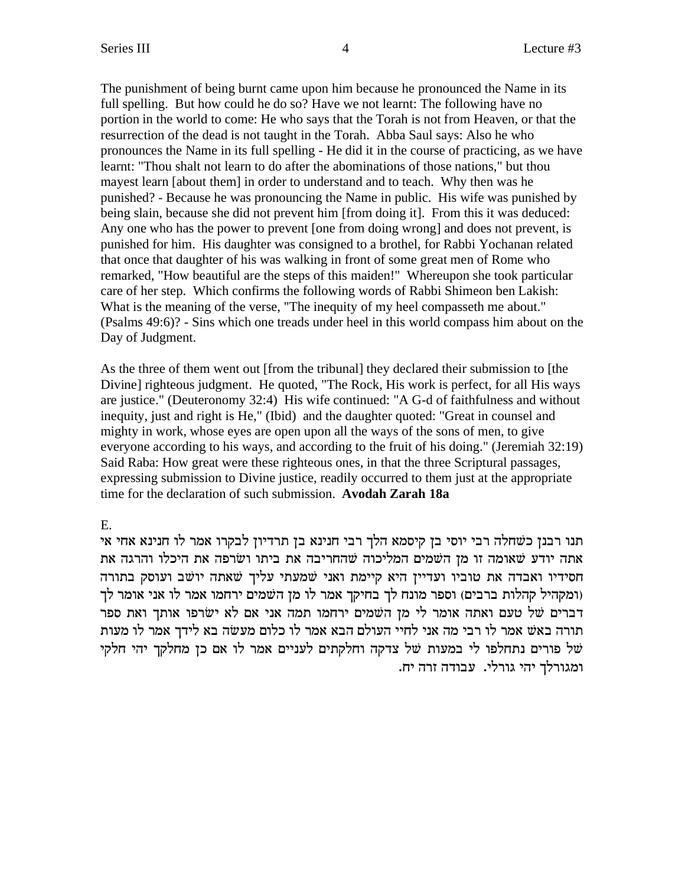The punishment of being burnt came upon him because he pronounced the Name in its full spelling. But how could he do so? Have we not learnt: The following have no portion in the world to come: He who says that the Torah is not from Heaven, or that the resurrection of the dead is not taught in the Torah. Abba Saul says: Also he who pronounces the Name in its full spelling - He did it in the course of practicing, as we have learnt: "Thou shalt not learn to do after the abominations of those nations," but thou mayest learn [about them] in order to understand and to teach. Why then was he punished? - Because he was pronouncing the Name in public. His wife was punished by being slain, because she did not prevent him [from doing it]. From this it was deduced: Any one who has the power to prevent [one from doing wrong] and does not prevent, is punished for him. His daughter was consigned to a brothel, for Rabbi Yochanan related that once that daughter of his was walking in front of some great men of Rome who remarked, "How beautiful are the steps of this maiden!" Whereupon she took particular care of her step. Which confirms the following words of Rabbi Shimeon ben Lakish: What is the meaning of the verse, "The inequity of my heel compasseth me about." (Psalms 49:6)? - Sins which one treads under heel in this world compass him about on the Day of Judgment.

As the three of them went out [from the tribunal] they declared their submission to [the Divine] righteous judgment. He quoted, "The Rock, His work is perfect, for all His ways are justice." (Deuteronomy 32:4) His wife continued: "A G-d of faithfulness and without inequity, just and right is He," (Ibid) and the daughter quoted: "Great in counsel and mighty in work, whose eyes are open upon all the ways of the sons of men, to give everyone according to his ways, and according to the fruit of his doing." (Jeremiah 32:19) Said Raba: How great were these righteous ones, in that the three Scriptural passages, expressing submission to Divine justice, readily occurred to them just at the appropriate time for the declaration of such submission. **Avodah Zarah 18a**

E.

תנו רבנן כשחלה רבי יוסי בן קיסמא הלך רבי חנינא בן תרדיון לבקרו אמר לו חנינא אחי אי אתה יודע שאומה זו מן השמים המליכוה שהחריבה את ביתו ושרפה את היכלו והרגה את חסידיו ואבדה את טוביו ועדיין היא קיימת ואני שמעתי עליך שאתה יושב ועוסק בתורה (ומקהיל קהלות ברבים) וספר מונח לך בחיקך אמר לו מן השמים ירחמו אמר לו אני אומר לך דברים של טעם ואתה אומר לי מן השמים ירחמו תמה אני אם לא ישרפו אותך ואת ספר תורה באש אמר לו רבי מה אני לחיי העולם הבא אמר לו כלום מעשה בא לידך אמר לו מעות של פורים נתחלפו לי במעות של צדקה וחלקתים לעניים אמר לו אם כן מחלקך יהי חלקי ומגורלך יהי גורלי. עבודה זרה יח.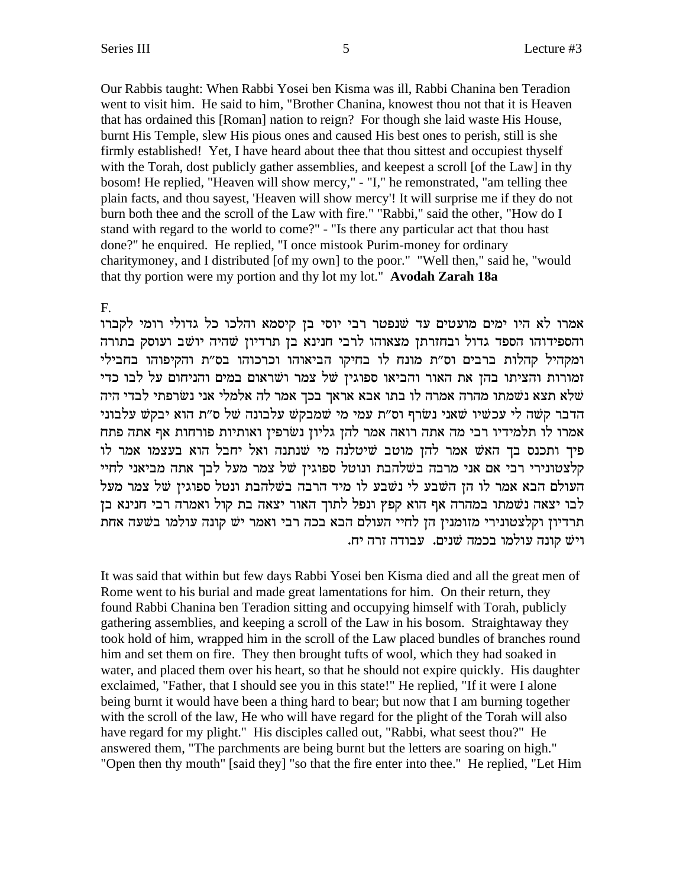Our Rabbis taught: When Rabbi Yosei ben Kisma was ill, Rabbi Chanina ben Teradion went to visit him. He said to him, "Brother Chanina, knowest thou not that it is Heaven that has ordained this [Roman] nation to reign? For though she laid waste His House, burnt His Temple, slew His pious ones and caused His best ones to perish, still is she firmly established! Yet, I have heard about thee that thou sittest and occupiest thyself with the Torah, dost publicly gather assemblies, and keepest a scroll [of the Law] in thy bosom! He replied, "Heaven will show mercy," - "I," he remonstrated, "am telling thee plain facts, and thou sayest, 'Heaven will show mercy'! It will surprise me if they do not burn both thee and the scroll of the Law with fire." "Rabbi," said the other, "How do I stand with regard to the world to come?" - "Is there any particular act that thou hast done?" he enquired. He replied, "I once mistook Purim-money for ordinary charitymoney, and I distributed [of my own] to the poor." "Well then," said he, "would that thy portion were my portion and thy lot my lot." **Avodah Zarah 18a**

F.

אמרו לא היו ימים מועטים עד שנפטר רבי יוסי בן קיסמא והלכו כל גדולי רומי לקברו והספידוהו הספד גדול ובחזרתן מצאוהו לרבי חנינא בן תרדיון שהיה יושב ועוסק בתורה ומקהיל קהלות ברבים וס"ת מונח לו בחיקו הביאוהו וכרכוהו בס"ת והקיפוהו בחבילי זמורות והציתו בהן את האור והביאו ספוגין של צמר ושראום במים והניחום על לבו כדי שלא תצא נשמתו מהרה אמרה לו בתו אבא אראך בכך אמר לה אלמלי אני נשרפתי לבדי היה הדבר קשה לי עכשיו שאני נשרף וס"ת עמי מי שמבקש עלבונה של ס"ת הוא יבקש עלבוני אמרו לו תלמידיו רבי מה אתה רואה אמר להן גליון נשרפין ואותיות פורחות אף אתה פתח פיך ותכנס בך האש אמר להן מוטב שיטלנה מי שנתנה ואל יחבל הוא בעצמו אמר לו קלצטונירי רבי אם אני מרבה בשלהבת ונוטל ספוגין של צמר מעל לבך אתה מביאני לחיי העולם הבא אמר לו הן השבע לי נשבע לו מיד הרבה בשלהבת ונטל ספוגין של צמר מעל לבו יצאה נשמתו במהרה אף הוא קפץ ונפל לתוך האור יצאה בת קול ואמרה רבי חנינא בן תרדיון וקלצטונירי מזומנין הן לחיי העולם הבא בכה רבי ואמר יש קונה עולמו בשעה אחת ויש קונה עולמו בכמה שנים. עבודה זרה יח.

It was said that within but few days Rabbi Yosei ben Kisma died and all the great men of Rome went to his burial and made great lamentations for him. On their return, they found Rabbi Chanina ben Teradion sitting and occupying himself with Torah, publicly gathering assemblies, and keeping a scroll of the Law in his bosom. Straightaway they took hold of him, wrapped him in the scroll of the Law placed bundles of branches round him and set them on fire. They then brought tufts of wool, which they had soaked in water, and placed them over his heart, so that he should not expire quickly. His daughter exclaimed, "Father, that I should see you in this state!" He replied, "If it were I alone being burnt it would have been a thing hard to bear; but now that I am burning together with the scroll of the law, He who will have regard for the plight of the Torah will also have regard for my plight." His disciples called out, "Rabbi, what seest thou?" He answered them, "The parchments are being burnt but the letters are soaring on high." "Open then thy mouth" [said they] "so that the fire enter into thee." He replied, "Let Him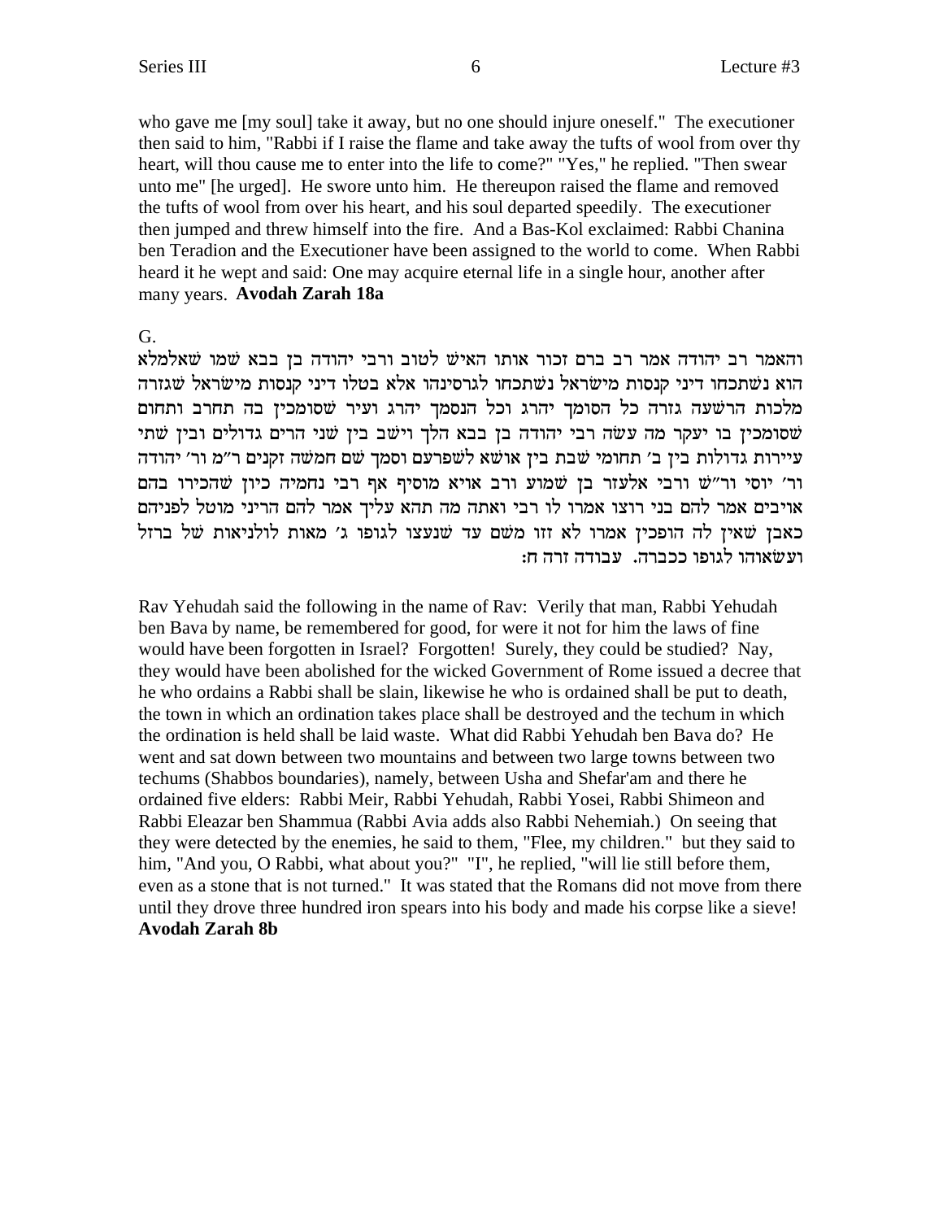who gave me [my soul] take it away, but no one should injure oneself." The executioner then said to him, "Rabbi if I raise the flame and take away the tufts of wool from over thy heart, will thou cause me to enter into the life to come?" "Yes," he replied. "Then swear unto me" [he urged]. He swore unto him. He thereupon raised the flame and removed the tufts of wool from over his heart, and his soul departed speedily. The executioner then jumped and threw himself into the fire. And a Bas-Kol exclaimed: Rabbi Chanina ben Teradion and the Executioner have been assigned to the world to come. When Rabbi heard it he wept and said: One may acquire eternal life in a single hour, another after many years. **Avodah Zarah 18a**

G.

והאמר רב יהודה אמר רב ברם זכור אותו האיש לטוב ורבי יהודה בן בבא שמו שאלמלא הוא נשתכחו דיני קנסות מישראל נשתכחו לגרסינהו אלא בטלו דיני קנסות מישראל שגזרה מלכות הרשעה גזרה כל הסומך יהרג וכל הנסמך יהרג ועיר שסומכין בה תחרב ותחום שסומכין בו יעקר מה עשה רבי יהודה בן בבא הלך וישב בין שני הרים גדולים ובין שתי עיירות גדולות בין ב׳ תחומי שבת בין אושא לשפרעם וסמך שם חמשה זקנים ר״מ ור׳ יהודה ור׳ יוסי ור״ש ורבי אלעזר בן שמוע ורב אויא מוסיף אף רבי נחמיה כיון שהכירו בהם אויבים אמר להם בני רוצו אמרו לו רבי ואתה מה תהא עליך אמר להם הריני מוטל לפניהם כאבן שאין לה הופכין אמרו לא זזו משם עד שנעצו לגופו ג׳ מאות לולניאות של ברזל ועשאוהו לגופו ככברה. עבודה זרה ח:

Rav Yehudah said the following in the name of Rav: Verily that man, Rabbi Yehudah ben Bava by name, be remembered for good, for were it not for him the laws of fine would have been forgotten in Israel? Forgotten! Surely, they could be studied? Nay, they would have been abolished for the wicked Government of Rome issued a decree that he who ordains a Rabbi shall be slain, likewise he who is ordained shall be put to death, the town in which an ordination takes place shall be destroyed and the techum in which the ordination is held shall be laid waste. What did Rabbi Yehudah ben Bava do? He went and sat down between two mountains and between two large towns between two techums (Shabbos boundaries), namely, between Usha and Shefar'am and there he ordained five elders: Rabbi Meir, Rabbi Yehudah, Rabbi Yosei, Rabbi Shimeon and Rabbi Eleazar ben Shammua (Rabbi Avia adds also Rabbi Nehemiah.) On seeing that they were detected by the enemies, he said to them, "Flee, my children." but they said to him, "And you, O Rabbi, what about you?" "I", he replied, "will lie still before them, even as a stone that is not turned." It was stated that the Romans did not move from there until they drove three hundred iron spears into his body and made his corpse like a sieve! **Avodah Zarah 8b**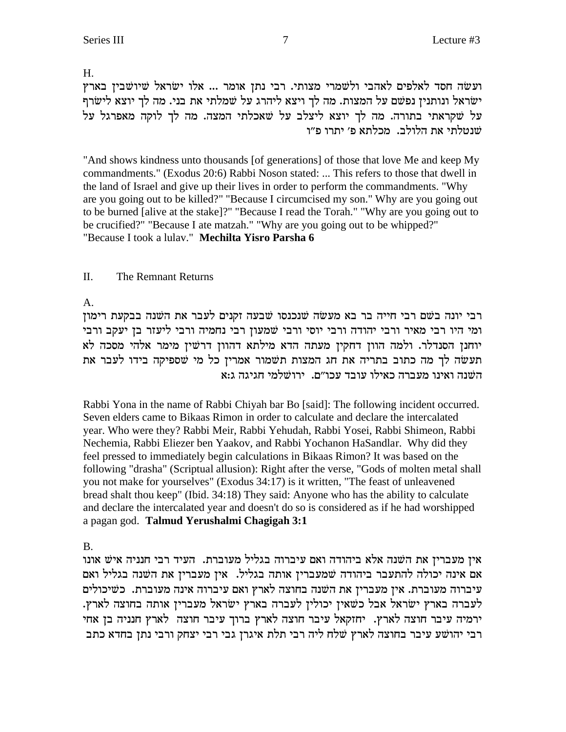H.

ועשה חסד לאלפים לאהבי ולשמרי מצותי. רבי נתן אומר ... אלו ישראל שיושבין בארץ ישראל ונותנין נפשם על המצות. מה לך ויצא ליהרג על שמלתי את בני. מה לך יוצא לישרף על שקראתי בתורה. מה לך יוצא ליצלב על שאכלתי המצה. מה לך לוקה מאפרגל על שנטלתי את הלולב. מכלתא פ׳ יתרו פ״ו

"And shows kindness unto thousands [of generations] of those that love Me and keep My commandments." (Exodus 20:6) Rabbi Noson stated: ... This refers to those that dwell in the land of Israel and give up their lives in order to perform the commandments. "Why are you going out to be killed?" "Because I circumcised my son." Why are you going out to be burned [alive at the stake]?" "Because I read the Torah." "Why are you going out to be crucified?" "Because I ate matzah." "Why are you going out to be whipped?" "Because I took a lulav." **Mechilta Yisro Parsha 6**

## II. The Remnant Returns

A.

רבי יונה בשם רבי חייה בר בא מעשה שנכנסו שבעה זקנים לעבר את השנה בבקעת רימון ומי היו רבי מאיר ורבי יהודה ורבי יוסי ורבי שמעון רבי נחמיה ורבי ליעזר בן יעקב ורבי יוחנן הסנדלר. ולמה הוון דחקין מעתה הדא מילתא דהוון דרשין מימר אלהי מסכה לא תעשה לך מה כתוב בתריה את חג המצות תשמור אמרין כל מי שספיקה בידו לעבר את השנה ואינו מעברה כאילו עובד עכו״ם. ירושלמי חגיגה ג:א

Rabbi Yona in the name of Rabbi Chiyah bar Bo [said]: The following incident occurred. Seven elders came to Bikaas Rimon in order to calculate and declare the intercalated year. Who were they? Rabbi Meir, Rabbi Yehudah, Rabbi Yosei, Rabbi Shimeon, Rabbi Nechemia, Rabbi Eliezer ben Yaakov, and Rabbi Yochanon HaSandlar. Why did they feel pressed to immediately begin calculations in Bikaas Rimon? It was based on the following "drasha" (Scriptual allusion): Right after the verse, "Gods of molten metal shall you not make for yourselves" (Exodus 34:17) is it written, "The feast of unleavened bread shalt thou keep" (Ibid. 34:18) They said: Anyone who has the ability to calculate and declare the intercalated year and doesn't do so is considered as if he had worshipped a pagan god. **Talmud Yerushalmi Chagigah 3:1**

B.

אין מעברין את השנה אלא ביהודה ואם עיברוה בגליל מעוברת. העיד רבי חנניה איש אונו אם אינה יכולה להתעבר ביהודה שמעברין אותה בגליל. אין מעברין את השנה בגליל ואם עיברוה מעוברת. אין מעברין את השנה בחוצה לארץ ואם עיברוה אינה מעוברת. כשיכולים לעברה בארץ ישראל אבל כשאין יכולין לעברה בארץ ישראל מעברין אותה בחוצה לארץ. ירמיה עיבר חוצה לארץ. יחזקאל עיבר חוצה לארץ ברוך עיבר חוצה לארץ חנניה בן אחי רבי יהושע עיבר בחוצה לארץ שלח ליה רבי תלת איגרן גבי רבי יצחק ורבי נתן בחדא כתב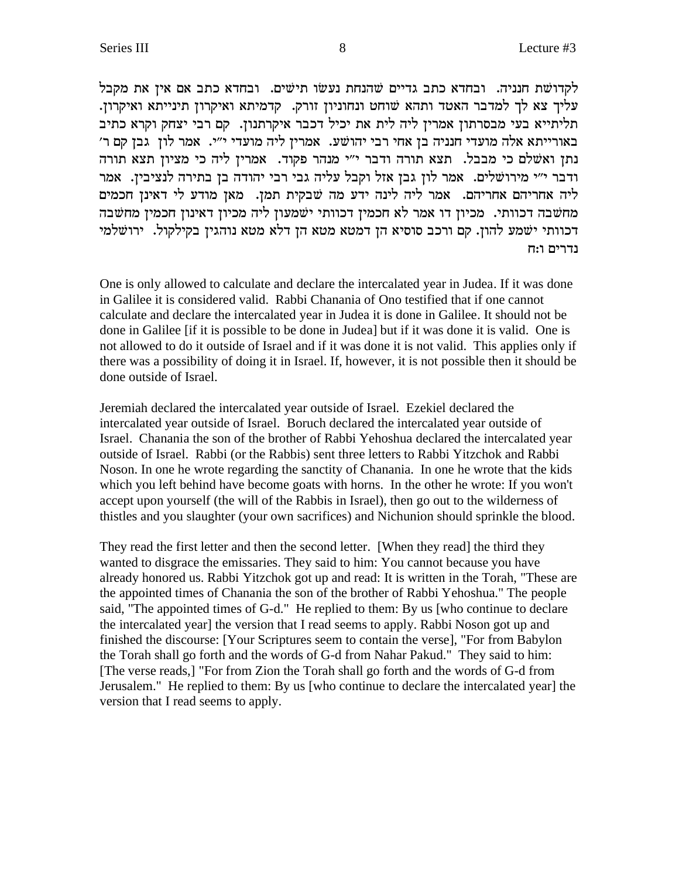לקדושת חנניה. ובחדא כתב גדיים שהנחת נעשו תישים. ובחדא כתב אם אין את מקבל עליך צא לך למדבר האטד ותהא שוחט ונחוניון זורק. קדמיתא ואיקרון תינייתא ואיקרון. תליתייא בעי מבסרתון אמרין ליה לית את יכיל דכבר איקרתנון. קם רבי יצחק וקרא כתיב באורייתא אלה מועדי חנניה בן אחי רבי יהושע. אמרין ליה מועדי י״י. אמר לון גבן קם ר׳ נתן ואשלם כי מבבל. תצא תורה ודבר י״י מנהר פקוד. אמרין ליה כי מציון תצא תורה ודבר י״י מירושלים. אמר לון גבן אזל וקבל עליה גבי רבי יהודה בן בתירה לנציבין. אמר ליה אחריהם אחריהם. אמר ליה לינה ידע מה שבקית תמן. מאן מודע לי דאינן חכמים מחשבה דכוותי. מכיון דו אמר לא חכמין דכוותי ישמעון ליה מכיון דאינון חכמין מחשבה דכוותי ישמע להון. קם ורכב סוסיא הן דמטא מטא הן דלא מטא נוהגין בקילקול. ירושלמי נדרים ו:ח

One is only allowed to calculate and declare the intercalated year in Judea. If it was done in Galilee it is considered valid. Rabbi Chanania of Ono testified that if one cannot calculate and declare the intercalated year in Judea it is done in Galilee. It should not be done in Galilee [if it is possible to be done in Judea] but if it was done it is valid. One is not allowed to do it outside of Israel and if it was done it is not valid. This applies only if there was a possibility of doing it in Israel. If, however, it is not possible then it should be done outside of Israel.

Jeremiah declared the intercalated year outside of Israel. Ezekiel declared the intercalated year outside of Israel. Boruch declared the intercalated year outside of Israel. Chanania the son of the brother of Rabbi Yehoshua declared the intercalated year outside of Israel. Rabbi (or the Rabbis) sent three letters to Rabbi Yitzchok and Rabbi Noson. In one he wrote regarding the sanctity of Chanania. In one he wrote that the kids which you left behind have become goats with horns. In the other he wrote: If you won't accept upon yourself (the will of the Rabbis in Israel), then go out to the wilderness of thistles and you slaughter (your own sacrifices) and Nichunion should sprinkle the blood.

They read the first letter and then the second letter. [When they read] the third they wanted to disgrace the emissaries. They said to him: You cannot because you have already honored us. Rabbi Yitzchok got up and read: It is written in the Torah, "These are the appointed times of Chanania the son of the brother of Rabbi Yehoshua." The people said, "The appointed times of G-d." He replied to them: By us [who continue to declare the intercalated year] the version that I read seems to apply. Rabbi Noson got up and finished the discourse: [Your Scriptures seem to contain the verse], "For from Babylon the Torah shall go forth and the words of G-d from Nahar Pakud." They said to him: [The verse reads,] "For from Zion the Torah shall go forth and the words of G-d from Jerusalem." He replied to them: By us [who continue to declare the intercalated year] the version that I read seems to apply.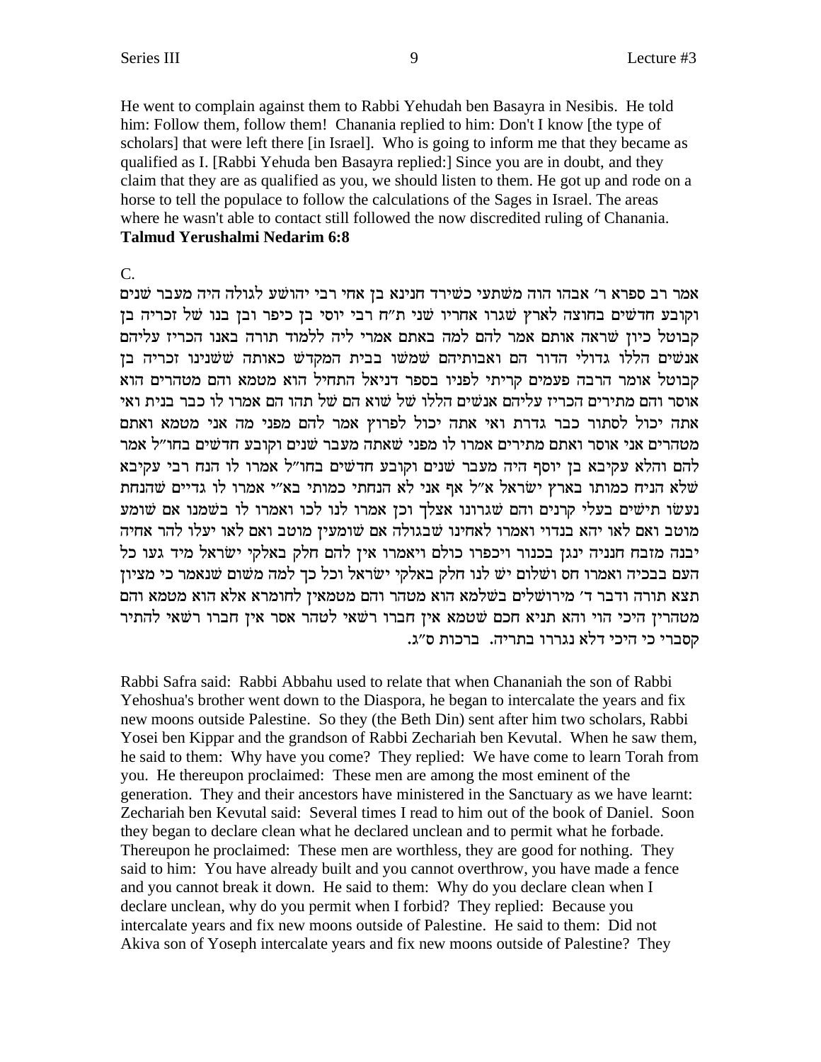He went to complain against them to Rabbi Yehudah ben Basayra in Nesibis. He told him: Follow them, follow them! Chanania replied to him: Don't I know [the type of scholars] that were left there [in Israel]. Who is going to inform me that they became as qualified as I. [Rabbi Yehuda ben Basayra replied:] Since you are in doubt, and they claim that they are as qualified as you, we should listen to them. He got up and rode on a horse to tell the populace to follow the calculations of the Sages in Israel. The areas where he wasn't able to contact still followed the now discredited ruling of Chanania.
**Talmud Yerushalmi Nedarim 6:8**

C.

אמר רב ספרא ר' אבהו הוה משתעי כשירד חנינא בן אחי רבי יהושע לגולה היה מעבר שנים וקובע חדשים בחוצה לארץ שגרו אחריו שני ת"ח רבי יוסי בן כיפר ובן בנו של זכריה בן קבוטל כיון שראה אותם אמר להם למה באתם אמרי ליה ללמוד תורה באנו הכריז עליהם אנשים הללו גדולי הדור הם ואבותיהם שמשו בבית המקדש כאותה ששנינו זכריה בן קבוטל אומר הרבה פעמים קריתי לפניו בספר דניאל התחיל הוא מטמא והם מטהרים הוא אוסר והם מתירים הכריז עליהם אנשים הללו של שוא הם של תהו הם אמרו לו כבר בנית ואי אתה יכול לסתור כבר גדרת ואי אתה יכול לפרוץ אמר להם מפני מה אני מטמא ואתם מטהרים אני אוסר ואתם מתירים אמרו לו מפני שאתה מעבר שנים וקובע חדשים בחו"ל אמר להם והלא עקיבא בן יוסף היה מעבר שנים וקובע חדשים בחו"ל אמרו לו הנח רבי עקיבא שלא הניח כמותו בארץ ישראל א"ל אף אני לא הנחתי כמותי בא"י אמרו לו גדיים שהנחת נעשו תישים בעלי קרנים והם שגרונו אצלך וכן אמרו לנו לכו ואמרו לו בשמנו אם שומע מוטב ואם לאו יהא בנדוי ואמרו לאחינו שבגולה אם שומעין מוטב ואם לאו יעלו להר אחיה יבנה מזבח חנניה ינגן בכנור ויכפרו כולם ויאמרו אין להם חלק באלקי ישראל מיד געו כל העם בבכיה ואמרו חס ושלום יש לנו חלק באלקי ישראל וכל כך למה משום שנאמר כי מציון תצא תורה ודבר ד' מירושלים בשלמא הוא מטהר והם מטמאין לחומרא אלא הוא מטמא והם מטהרין היכי הוי והא תניא חכם שטמא אין חברו רשאי לטהר אסר אין חברו רשאי להתיר קסברי כי היכי דלא נגררו בתריה. ברכות ס"ג.

Rabbi Safra said: Rabbi Abbahu used to relate that when Chananiah the son of Rabbi Yehoshua's brother went down to the Diaspora, he began to intercalate the years and fix new moons outside Palestine. So they (the Beth Din) sent after him two scholars, Rabbi Yosei ben Kippar and the grandson of Rabbi Zechariah ben Kevutal. When he saw them, he said to them: Why have you come? They replied: We have come to learn Torah from you. He thereupon proclaimed: These men are among the most eminent of the generation. They and their ancestors have ministered in the Sanctuary as we have learnt: Zechariah ben Kevutal said: Several times I read to him out of the book of Daniel. Soon they began to declare clean what he declared unclean and to permit what he forbade. Thereupon he proclaimed: These men are worthless, they are good for nothing. They said to him: You have already built and you cannot overthrow, you have made a fence and you cannot break it down. He said to them: Why do you declare clean when I declare unclean, why do you permit when I forbid? They replied: Because you intercalate years and fix new moons outside of Palestine. He said to them: Did not Akiva son of Yoseph intercalate years and fix new moons outside of Palestine? They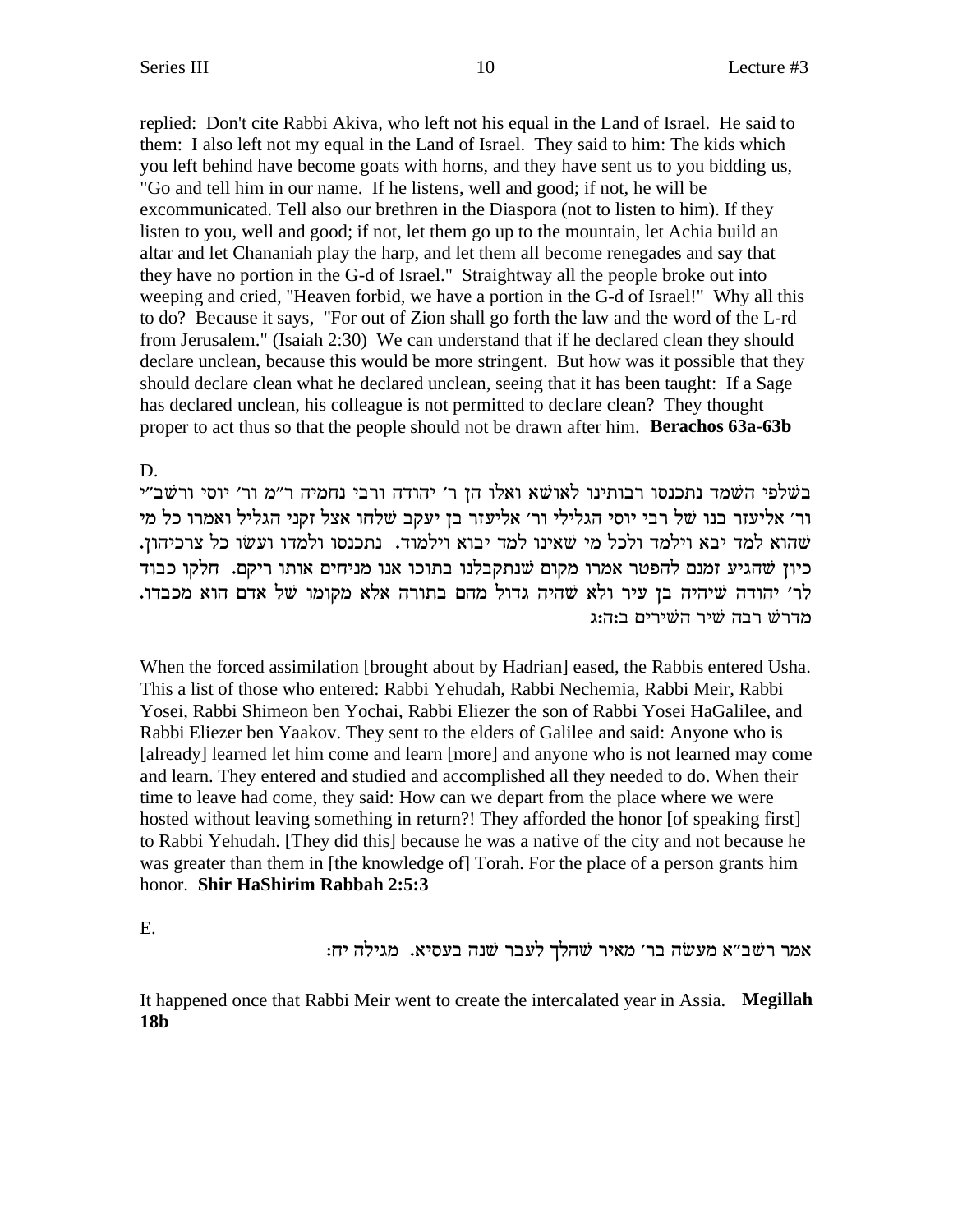replied: Don't cite Rabbi Akiva, who left not his equal in the Land of Israel. He said to them: I also left not my equal in the Land of Israel. They said to him: The kids which you left behind have become goats with horns, and they have sent us to you bidding us, "Go and tell him in our name. If he listens, well and good; if not, he will be excommunicated. Tell also our brethren in the Diaspora (not to listen to him). If they listen to you, well and good; if not, let them go up to the mountain, let Achia build an altar and let Chananiah play the harp, and let them all become renegades and say that they have no portion in the G-d of Israel." Straightway all the people broke out into weeping and cried, "Heaven forbid, we have a portion in the G-d of Israel!" Why all this to do? Because it says, "For out of Zion shall go forth the law and the word of the L-rd from Jerusalem." (Isaiah 2:30) We can understand that if he declared clean they should declare unclean, because this would be more stringent. But how was it possible that they should declare clean what he declared unclean, seeing that it has been taught: If a Sage has declared unclean, his colleague is not permitted to declare clean? They thought proper to act thus so that the people should not be drawn after him. **Berachos 63a-63b**

D.

בשלפי השמד נתכנסו רבותינו לאושא ואלו הן ר' יהודה ורבי נחמיה ר"מ ור' יוסי ורשב"י ור' אליעזר בנו של רבי יוסי הגלילי ור' אליעזר בן יעקב שלחו אצל זקני הגליל ואמרו כל מי שהוא למד יבא וילמד ולכל מי שאינו למד יבוא וילמוד. נתכנסו ולמדו ועשו כל צרכיהון. כיון שהגיע זמנם להפטר אמרו מקום שנתקבלנו בתוכו אנו מניחים אותו ריקם. חלקו כבוד לר' יהודה שיהיה בן עיר ולא שהיה גדול מהם בתורה אלא מקומו של אדם הוא מכבדו. מדרש רבה שיר השירים ב:ה:ג

When the forced assimilation [brought about by Hadrian] eased, the Rabbis entered Usha. This a list of those who entered: Rabbi Yehudah, Rabbi Nechemia, Rabbi Meir, Rabbi Yosei, Rabbi Shimeon ben Yochai, Rabbi Eliezer the son of Rabbi Yosei HaGalilee, and Rabbi Eliezer ben Yaakov. They sent to the elders of Galilee and said: Anyone who is [already] learned let him come and learn [more] and anyone who is not learned may come and learn. They entered and studied and accomplished all they needed to do. When their time to leave had come, they said: How can we depart from the place where we were hosted without leaving something in return?! They afforded the honor [of speaking first] to Rabbi Yehudah. [They did this] because he was a native of the city and not because he was greater than them in [the knowledge of] Torah. For the place of a person grants him honor. **Shir HaShirim Rabbah 2:5:3**

E.

אמר רשב"א מעשה בר' מאיר שהלך לעבר שנה בעסיא. מגילה יח:

It happened once that Rabbi Meir went to create the intercalated year in Assia. **Megillah 18b**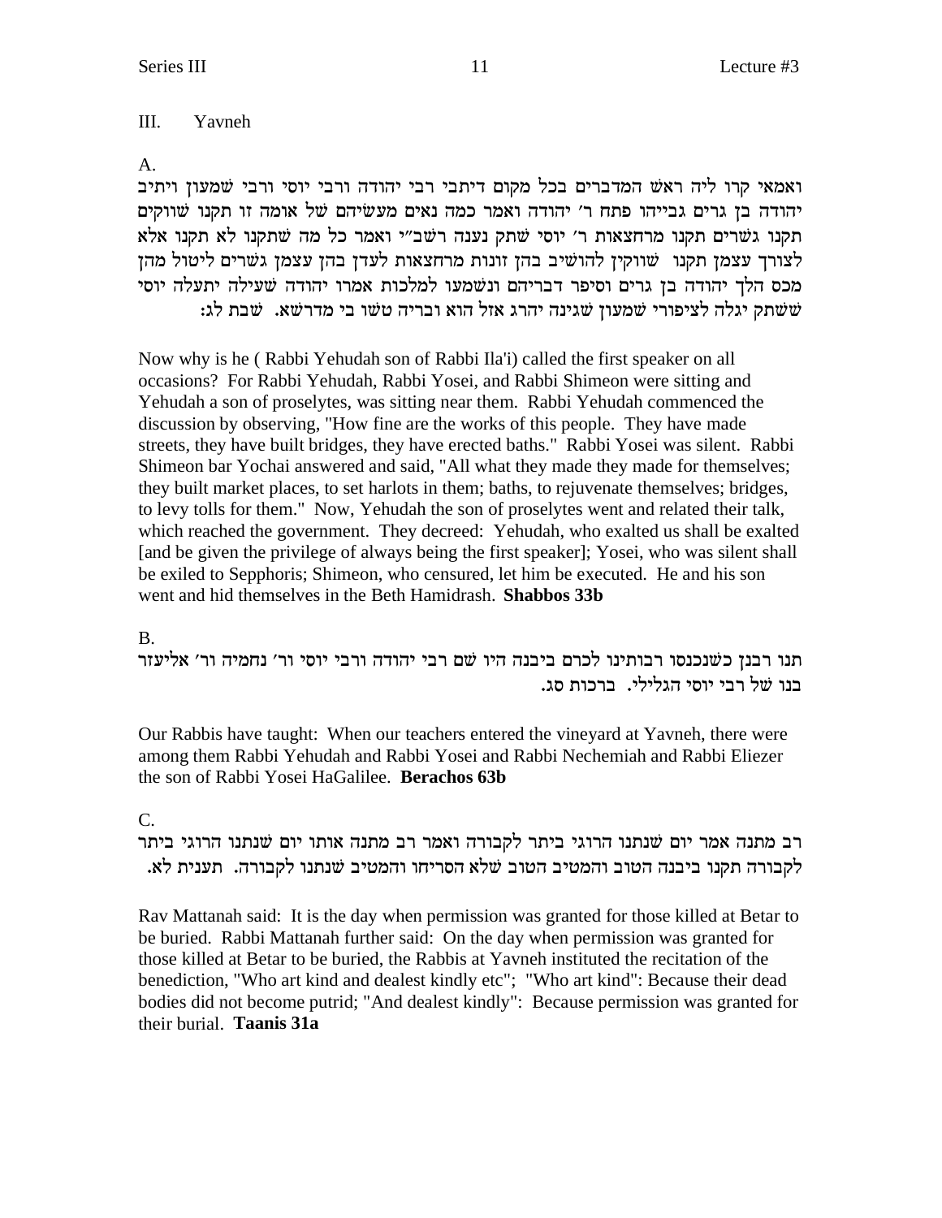## III. Yavneh

A.

ואמאי קרו ליה ראש המדברים בכל מקום דיתבי רבי יהודה ורבי יוסי ורבי שמעון ויתיב יהודה בן גרים גבייהו פתח ר׳ יהודה ואמר כמה נאים מעשיהם של אומה זו תקנו שווקים תקנו גשרים תקנו מרחצאות ר׳ יוסי שתק נענה רשב״י ואמר כל מה שתקנו לא תקנו אלא לצורך עצמן תקנו שווקין להושיב בהן זונות מרחצאות לעדן בהן עצמן גשרים ליטול מהן מכס הלך יהודה בן גרים וסיפר דבריהם ונשמעו למלכות אמרו יהודה שעילה יתעלה יוסי ששתק יגלה לציפורי שמעון שגינה יהרג אזל הוא ובריה טשו בי מדרשא. שבת לג:

Now why is he ( Rabbi Yehudah son of Rabbi Ila'i) called the first speaker on all occasions? For Rabbi Yehudah, Rabbi Yosei, and Rabbi Shimeon were sitting and Yehudah a son of proselytes, was sitting near them. Rabbi Yehudah commenced the discussion by observing, "How fine are the works of this people. They have made streets, they have built bridges, they have erected baths." Rabbi Yosei was silent. Rabbi Shimeon bar Yochai answered and said, "All what they made they made for themselves; they built market places, to set harlots in them; baths, to rejuvenate themselves; bridges, to levy tolls for them." Now, Yehudah the son of proselytes went and related their talk, which reached the government. They decreed: Yehudah, who exalted us shall be exalted [and be given the privilege of always being the first speaker]; Yosei, who was silent shall be exiled to Sepphoris; Shimeon, who censured, let him be executed. He and his son went and hid themselves in the Beth Hamidrash. **Shabbos 33b**

B.

תנו רבנן כשנכנסו רבותינו לכרם ביבנה היו שם רבי יהודה ורבי יוסי ור׳ נחמיה ור׳ אליעזר בנו של רבי יוסי הגלילי. ברכות סג.

Our Rabbis have taught: When our teachers entered the vineyard at Yavneh, there were among them Rabbi Yehudah and Rabbi Yosei and Rabbi Nechemiah and Rabbi Eliezer the son of Rabbi Yosei HaGalilee. **Berachos 63b**

C.

רב מתנה אמר יום שנתנו הרוגי ביתר לקבורה ואמר רב מתנה אותו יום שנתנו הרוגי ביתר לקבורה תקנו ביבנה הטוב והמטיב הטוב שלא הסריחו והמטיב שנתנו לקבורה. תענית לא.

Rav Mattanah said: It is the day when permission was granted for those killed at Betar to be buried. Rabbi Mattanah further said: On the day when permission was granted for those killed at Betar to be buried, the Rabbis at Yavneh instituted the recitation of the benediction, "Who art kind and dealest kindly etc"; "Who art kind": Because their dead bodies did not become putrid; "And dealest kindly": Because permission was granted for their burial. **Taanis 31a**